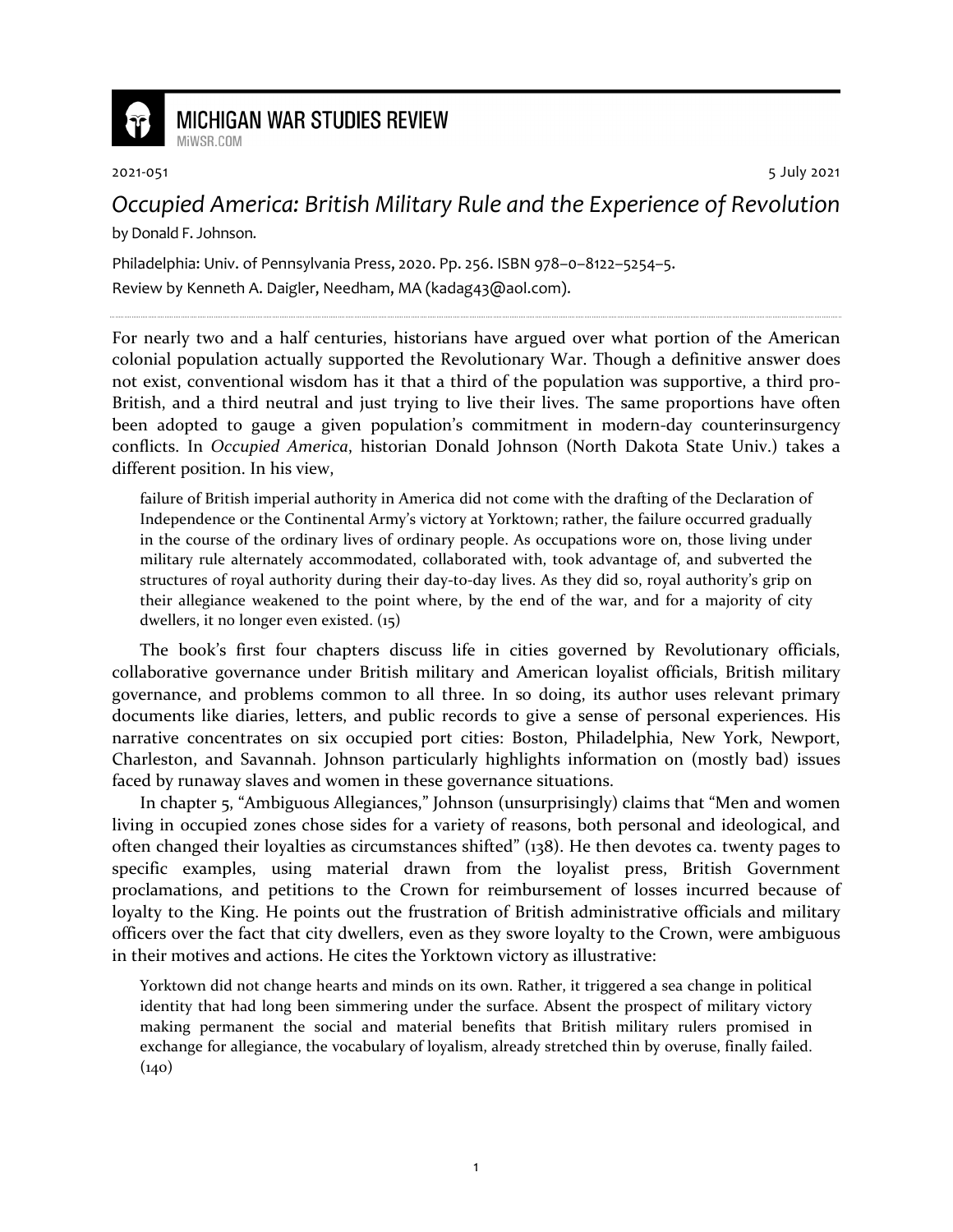# MICHIGAN WAR STUDIES REVIEW

MiWSR.COM

2021-051

5 July 2021

## *Occupied America: British Military Rule and the Experience of Revolution*

by Donald F. Johnson.

Philadelphia: Univ. of Pennsylvania Press, 2020. Pp. 256. ISBN 978–0–8122–5254–5.

Review by Kenneth A. Daigler, Needham, MA (kadag43@aol.com).

---

For nearly two and a half centuries, historians have argued over what portion of the American colonial population actually supported the Revolutionary War. Though a definitive answer does not exist, conventional wisdom has it that a third of the population was supportive, a third pro-British, and a third neutral and just trying to live their lives. The same proportions have often been adopted to gauge a given population's commitment in modern-day counterinsurgency conflicts. In *Occupied America*, historian Donald Johnson (North Dakota State Univ.) takes a different position. In his view,

> failure of British imperial authority in America did not come with the drafting of the Declaration of Independence or the Continental Army's victory at Yorktown; rather, the failure occurred gradually in the course of the ordinary lives of ordinary people. As occupations wore on, those living under military rule alternately accommodated, collaborated with, took advantage of, and subverted the structures of royal authority during their day-to-day lives. As they did so, royal authority's grip on their allegiance weakened to the point where, by the end of the war, and for a majority of city dwellers, it no longer even existed. (15)

The book's first four chapters discuss life in cities governed by Revolutionary officials, collaborative governance under British military and American loyalist officials, British military governance, and problems common to all three. In so doing, its author uses relevant primary documents like diaries, letters, and public records to give a sense of personal experiences. His narrative concentrates on six occupied port cities: Boston, Philadelphia, New York, Newport, Charleston, and Savannah. Johnson particularly highlights information on (mostly bad) issues faced by runaway slaves and women in these governance situations.

In chapter 5, "Ambiguous Allegiances," Johnson (unsurprisingly) claims that "Men and women living in occupied zones chose sides for a variety of reasons, both personal and ideological, and often changed their loyalties as circumstances shifted" (138). He then devotes ca. twenty pages to specific examples, using material drawn from the loyalist press, British Government proclamations, and petitions to the Crown for reimbursement of losses incurred because of loyalty to the King. He points out the frustration of British administrative officials and military officers over the fact that city dwellers, even as they swore loyalty to the Crown, were ambiguous in their motives and actions. He cites the Yorktown victory as illustrative:

> Yorktown did not change hearts and minds on its own. Rather, it triggered a sea change in political identity that had long been simmering under the surface. Absent the prospect of military victory making permanent the social and material benefits that British military rulers promised in exchange for allegiance, the vocabulary of loyalism, already stretched thin by overuse, finally failed. (140)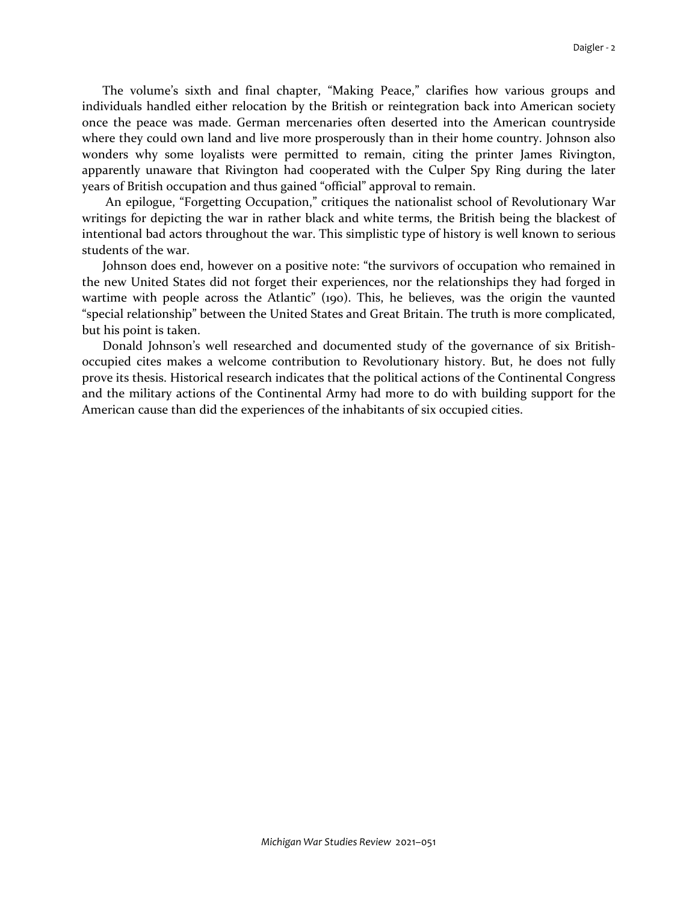The volume's sixth and final chapter, "Making Peace," clarifies how various groups and individuals handled either relocation by the British or reintegration back into American society once the peace was made. German mercenaries often deserted into the American countryside where they could own land and live more prosperously than in their home country. Johnson also wonders why some loyalists were permitted to remain, citing the printer James Rivington, apparently unaware that Rivington had cooperated with the Culper Spy Ring during the later years of British occupation and thus gained "official" approval to remain.

An epilogue, "Forgetting Occupation," critiques the nationalist school of Revolutionary War writings for depicting the war in rather black and white terms, the British being the blackest of intentional bad actors throughout the war. This simplistic type of history is well known to serious students of the war.

Johnson does end, however on a positive note: "the survivors of occupation who remained in the new United States did not forget their experiences, nor the relationships they had forged in wartime with people across the Atlantic" (190). This, he believes, was the origin the vaunted "special relationship" between the United States and Great Britain. The truth is more complicated, but his point is taken.

Donald Johnson's well researched and documented study of the governance of six British-occupied cites makes a welcome contribution to Revolutionary history. But, he does not fully prove its thesis. Historical research indicates that the political actions of the Continental Congress and the military actions of the Continental Army had more to do with building support for the American cause than did the experiences of the inhabitants of six occupied cities.